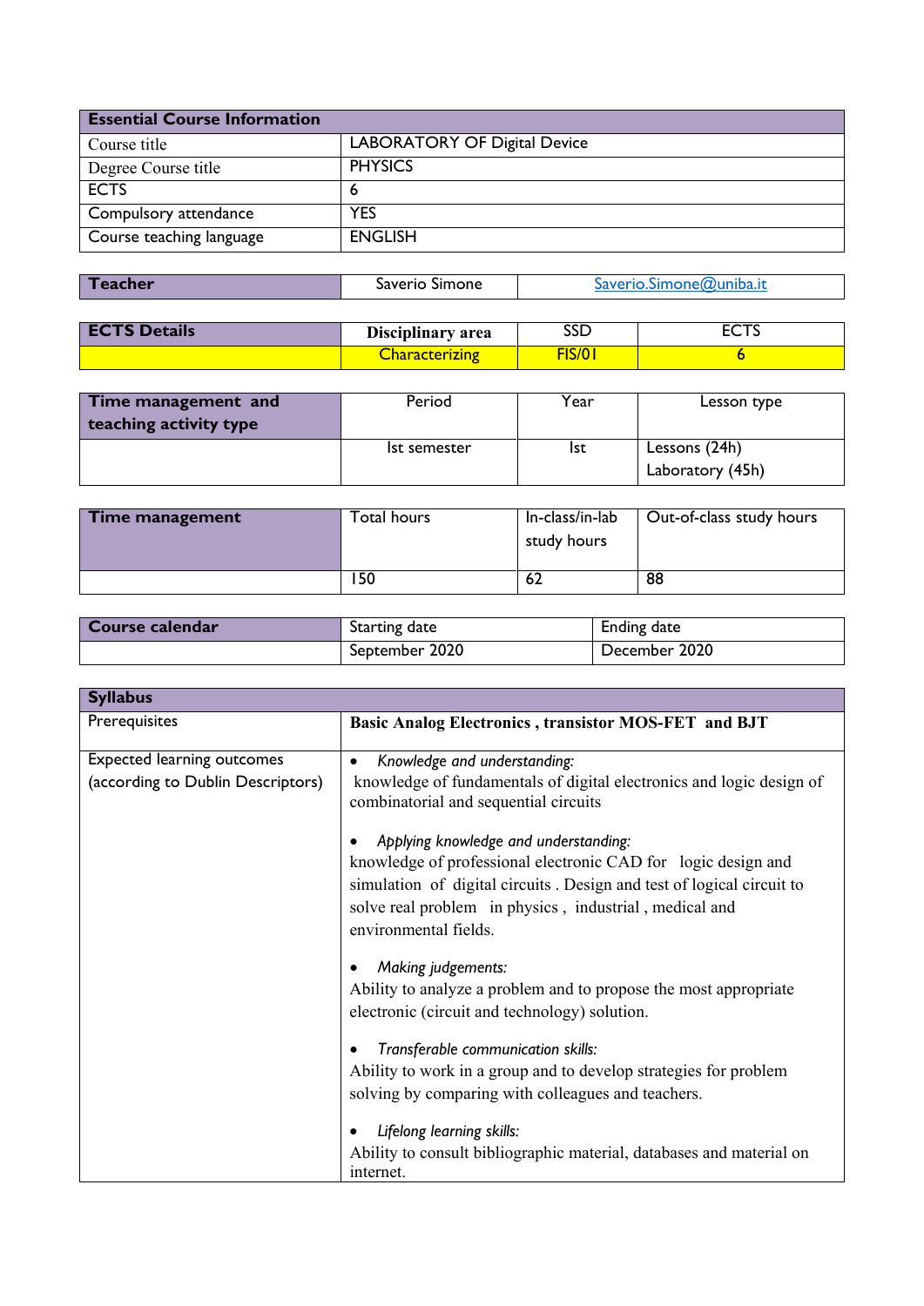| Essential Course Information | |
|---|---|
| Course title | LABORATORY OF Digital Device |
| Degree Course title | PHYSICS |
| ECTS | 6 |
| Compulsory attendance | YES |
| Course teaching language | ENGLISH |

| Teacher | Saverio Simone | Saverio.Simone@uniba.it |
|---|---|---|

| ECTS Details | Disciplinary area | SSD | ECTS |
|---|---|---|---|
| | Characterizing | FIS/01 | 6 |

| Time management and teaching activity type | Period | Year | Lesson type |
|---|---|---|---|
| | Ist semester | Ist | Lessons (24h)<br>Laboratory (45h) |

| Time management | Total hours | In-class/in-lab study hours | Out-of-class study hours |
|---|---|---|---|
| | 150 | 62 | 88 |

| Course calendar | Starting date | Ending date |
|---|---|---|
| | September 2020 | December 2020 |

| Syllabus | |
|---|---|
| Prerequisites | **Basic Analog Electronics , transistor MOS-FET and BJT** |
| Expected learning outcomes (according to Dublin Descriptors) | • *Knowledge and understanding:*<br>knowledge of fundamentals of digital electronics and logic design of combinatorial and sequential circuits<br><br>• *Applying knowledge and understanding:*<br>knowledge of professional electronic CAD for logic design and simulation of digital circuits . Design and test of logical circuit to solve real problem in physics , industrial , medical and environmental fields.<br><br>• *Making judgements:*<br>Ability to analyze a problem and to propose the most appropriate electronic (circuit and technology) solution.<br><br>• *Transferable communication skills:*<br>Ability to work in a group and to develop strategies for problem solving by comparing with colleagues and teachers.<br><br>• *Lifelong learning skills:*<br>Ability to consult bibliographic material, databases and material on internet. |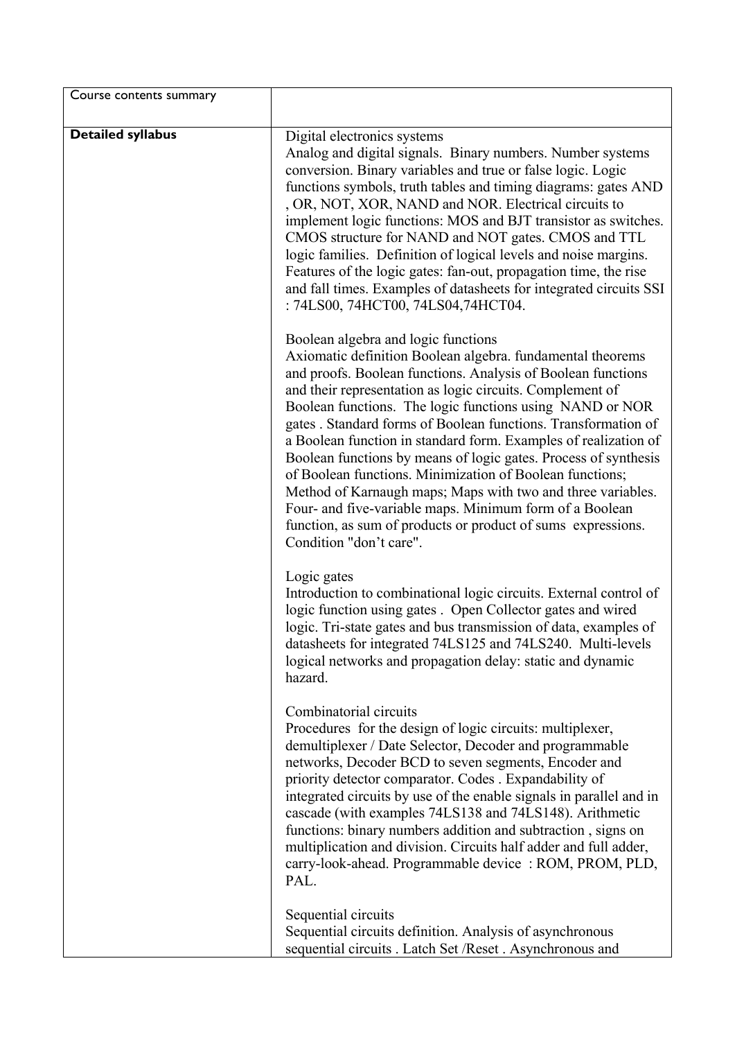| Course contents summary | |
|---|---|
| **Detailed syllabus** | Digital electronics systems<br>Analog and digital signals. Binary numbers. Number systems conversion. Binary variables and true or false logic. Logic functions symbols, truth tables and timing diagrams: gates AND , OR, NOT, XOR, NAND and NOR. Electrical circuits to implement logic functions: MOS and BJT transistor as switches. CMOS structure for NAND and NOT gates. CMOS and TTL logic families. Definition of logical levels and noise margins. Features of the logic gates: fan-out, propagation time, the rise and fall times. Examples of datasheets for integrated circuits SSI : 74LS00, 74HCT00, 74LS04,74HCT04.<br><br>Boolean algebra and logic functions<br>Axiomatic definition Boolean algebra. fundamental theorems and proofs. Boolean functions. Analysis of Boolean functions and their representation as logic circuits. Complement of Boolean functions. The logic functions using NAND or NOR gates . Standard forms of Boolean functions. Transformation of a Boolean function in standard form. Examples of realization of Boolean functions by means of logic gates. Process of synthesis of Boolean functions. Minimization of Boolean functions; Method of Karnaugh maps; Maps with two and three variables. Four- and five-variable maps. Minimum form of a Boolean function, as sum of products or product of sums expressions. Condition "don't care".<br><br>Logic gates<br>Introduction to combinational logic circuits. External control of logic function using gates . Open Collector gates and wired logic. Tri-state gates and bus transmission of data, examples of datasheets for integrated 74LS125 and 74LS240. Multi-levels logical networks and propagation delay: static and dynamic hazard.<br><br>Combinatorial circuits<br>Procedures for the design of logic circuits: multiplexer, demultiplexer / Date Selector, Decoder and programmable networks, Decoder BCD to seven segments, Encoder and priority detector comparator. Codes . Expandability of integrated circuits by use of the enable signals in parallel and in cascade (with examples 74LS138 and 74LS148). Arithmetic functions: binary numbers addition and subtraction , signs on multiplication and division. Circuits half adder and full adder, carry-look-ahead. Programmable device : ROM, PROM, PLD, PAL.<br><br>Sequential circuits<br>Sequential circuits definition. Analysis of asynchronous sequential circuits . Latch Set /Reset . Asynchronous and |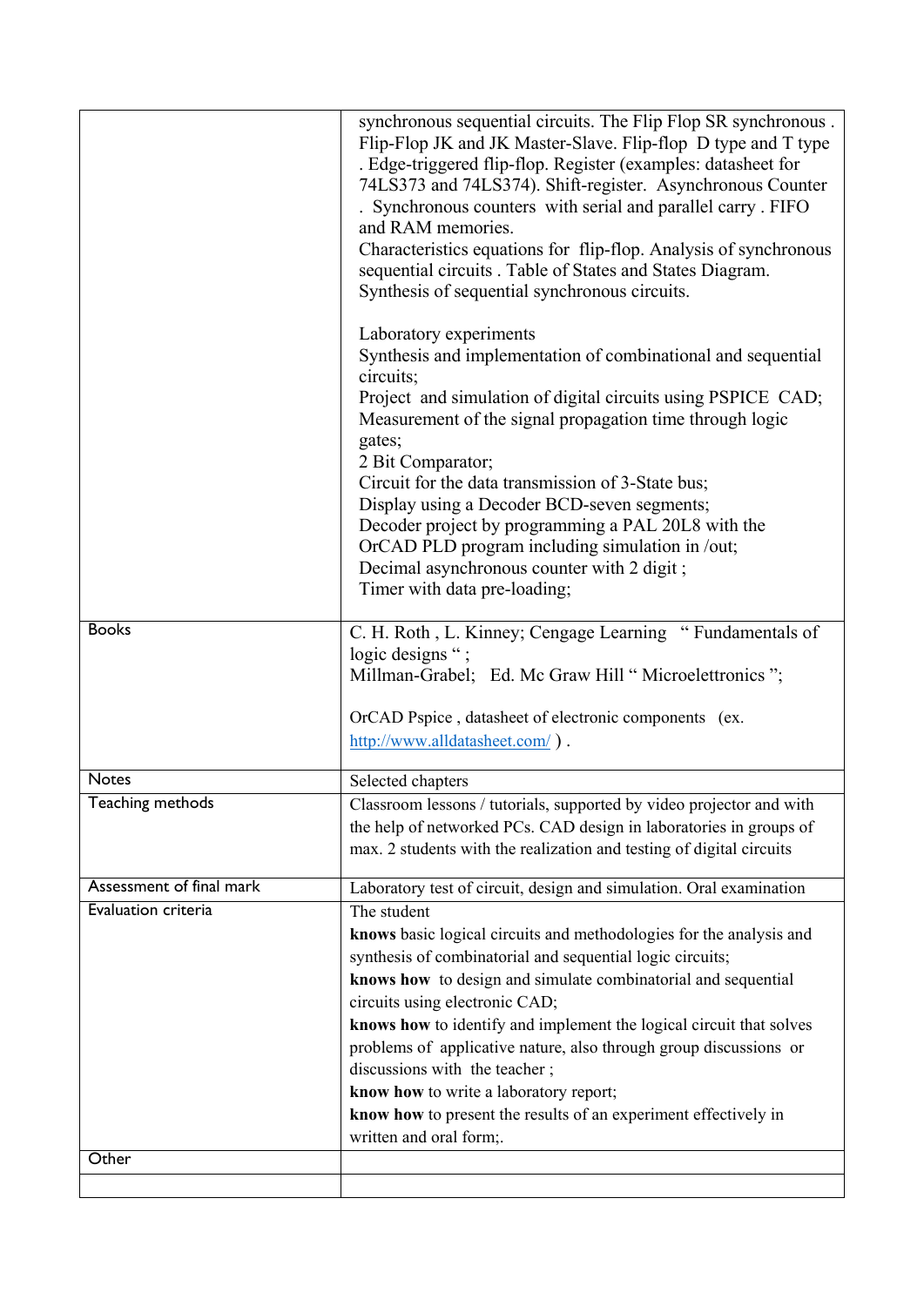| | |
|---|---|
| | synchronous sequential circuits. The Flip Flop SR synchronous . Flip-Flop JK and JK Master-Slave. Flip-flop D type and T type . Edge-triggered flip-flop. Register (examples: datasheet for 74LS373 and 74LS374). Shift-register. Asynchronous Counter . Synchronous counters with serial and parallel carry . FIFO and RAM memories.<br>Characteristics equations for flip-flop. Analysis of synchronous sequential circuits . Table of States and States Diagram. Synthesis of sequential synchronous circuits.<br><br>Laboratory experiments<br>Synthesis and implementation of combinational and sequential circuits;<br>Project and simulation of digital circuits using PSPICE CAD;<br>Measurement of the signal propagation time through logic gates;<br>2 Bit Comparator;<br>Circuit for the data transmission of 3-State bus;<br>Display using a Decoder BCD-seven segments;<br>Decoder project by programming a PAL 20L8 with the OrCAD PLD program including simulation in /out;<br>Decimal asynchronous counter with 2 digit ;<br>Timer with data pre-loading; |
| Books | C. H. Roth , L. Kinney; Cengage Learning " Fundamentals of logic designs " ;<br>Millman-Grabel; Ed. Mc Graw Hill " Microelettronics ";<br><br>OrCAD Pspice , datasheet of electronic components (ex. http://www.alldatasheet.com/ ) . |
| Notes | Selected chapters |
| Teaching methods | Classroom lessons / tutorials, supported by video projector and with the help of networked PCs. CAD design in laboratories in groups of max. 2 students with the realization and testing of digital circuits |
| Assessment of final mark | Laboratory test of circuit, design and simulation. Oral examination |
| Evaluation criteria | The student<br>**knows** basic logical circuits and methodologies for the analysis and synthesis of combinatorial and sequential logic circuits;<br>**knows how** to design and simulate combinatorial and sequential circuits using electronic CAD;<br>**knows how** to identify and implement the logical circuit that solves problems of applicative nature, also through group discussions or discussions with the teacher ;<br>**know how** to write a laboratory report;<br>**know how** to present the results of an experiment effectively in written and oral form;. |
| Other | |
| | |